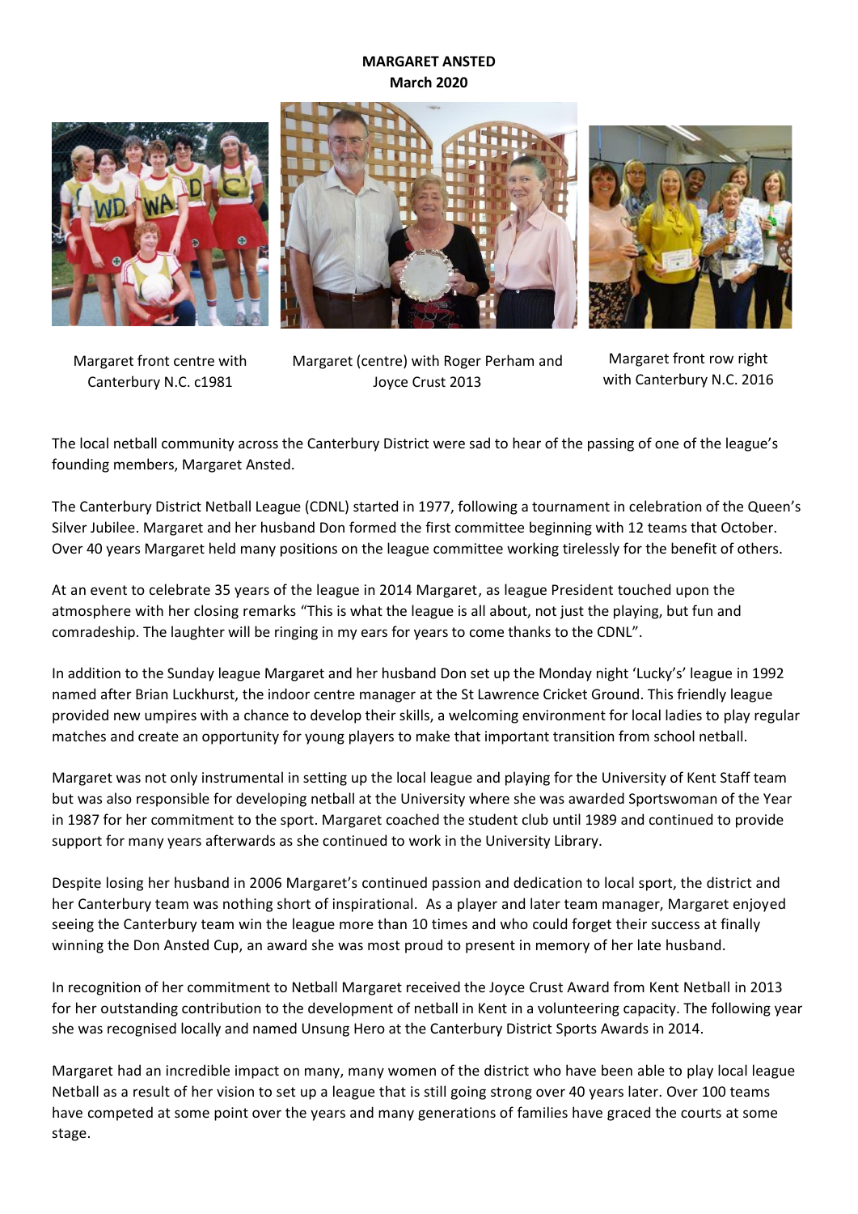**MARGARET ANSTED**
**March 2020**

Margaret front centre with Canterbury N.C. c1981

Margaret (centre) with Roger Perham and Joyce Crust 2013

Margaret front row right with Canterbury N.C. 2016

The local netball community across the Canterbury District were sad to hear of the passing of one of the league's founding members, Margaret Ansted.

The Canterbury District Netball League (CDNL) started in 1977, following a tournament in celebration of the Queen's Silver Jubilee. Margaret and her husband Don formed the first committee beginning with 12 teams that October. Over 40 years Margaret held many positions on the league committee working tirelessly for the benefit of others.

At an event to celebrate 35 years of the league in 2014 Margaret, as league President touched upon the atmosphere with her closing remarks "This is what the league is all about, not just the playing, but fun and comradeship. The laughter will be ringing in my ears for years to come thanks to the CDNL".

In addition to the Sunday league Margaret and her husband Don set up the Monday night 'Lucky's' league in 1992 named after Brian Luckhurst, the indoor centre manager at the St Lawrence Cricket Ground. This friendly league provided new umpires with a chance to develop their skills, a welcoming environment for local ladies to play regular matches and create an opportunity for young players to make that important transition from school netball.

Margaret was not only instrumental in setting up the local league and playing for the University of Kent Staff team but was also responsible for developing netball at the University where she was awarded Sportswoman of the Year in 1987 for her commitment to the sport. Margaret coached the student club until 1989 and continued to provide support for many years afterwards as she continued to work in the University Library.

Despite losing her husband in 2006 Margaret's continued passion and dedication to local sport, the district and her Canterbury team was nothing short of inspirational. As a player and later team manager, Margaret enjoyed seeing the Canterbury team win the league more than 10 times and who could forget their success at finally winning the Don Ansted Cup, an award she was most proud to present in memory of her late husband.

In recognition of her commitment to Netball Margaret received the Joyce Crust Award from Kent Netball in 2013 for her outstanding contribution to the development of netball in Kent in a volunteering capacity. The following year she was recognised locally and named Unsung Hero at the Canterbury District Sports Awards in 2014.

Margaret had an incredible impact on many, many women of the district who have been able to play local league Netball as a result of her vision to set up a league that is still going strong over 40 years later. Over 100 teams have competed at some point over the years and many generations of families have graced the courts at some stage.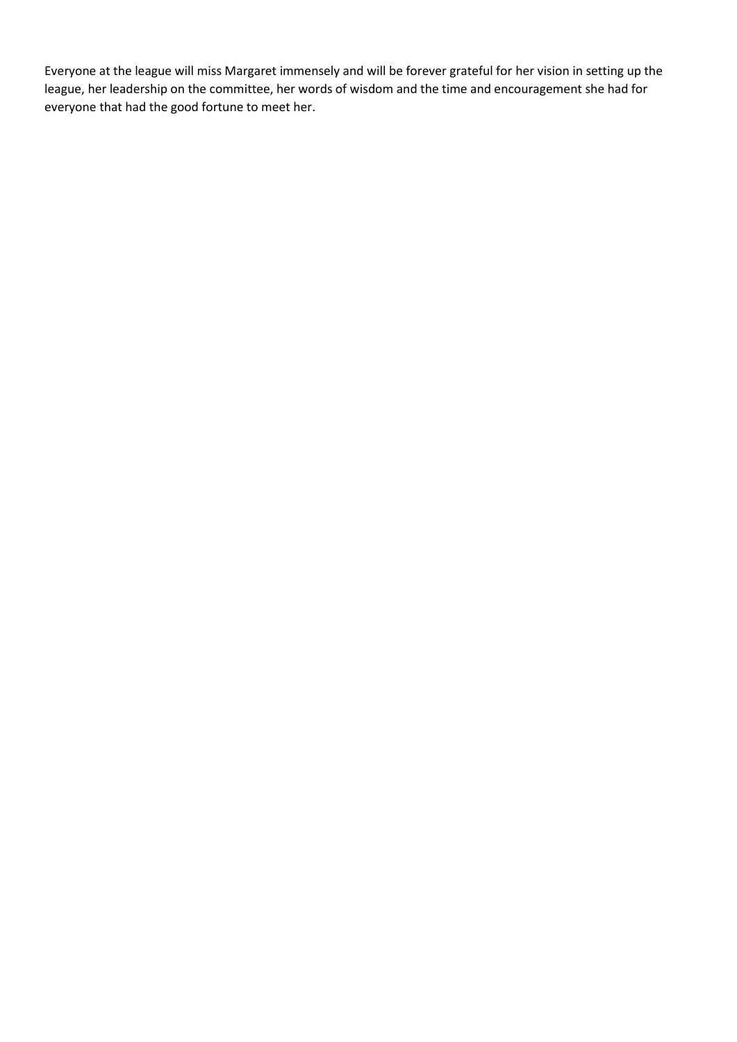Everyone at the league will miss Margaret immensely and will be forever grateful for her vision in setting up the league, her leadership on the committee, her words of wisdom and the time and encouragement she had for everyone that had the good fortune to meet her.